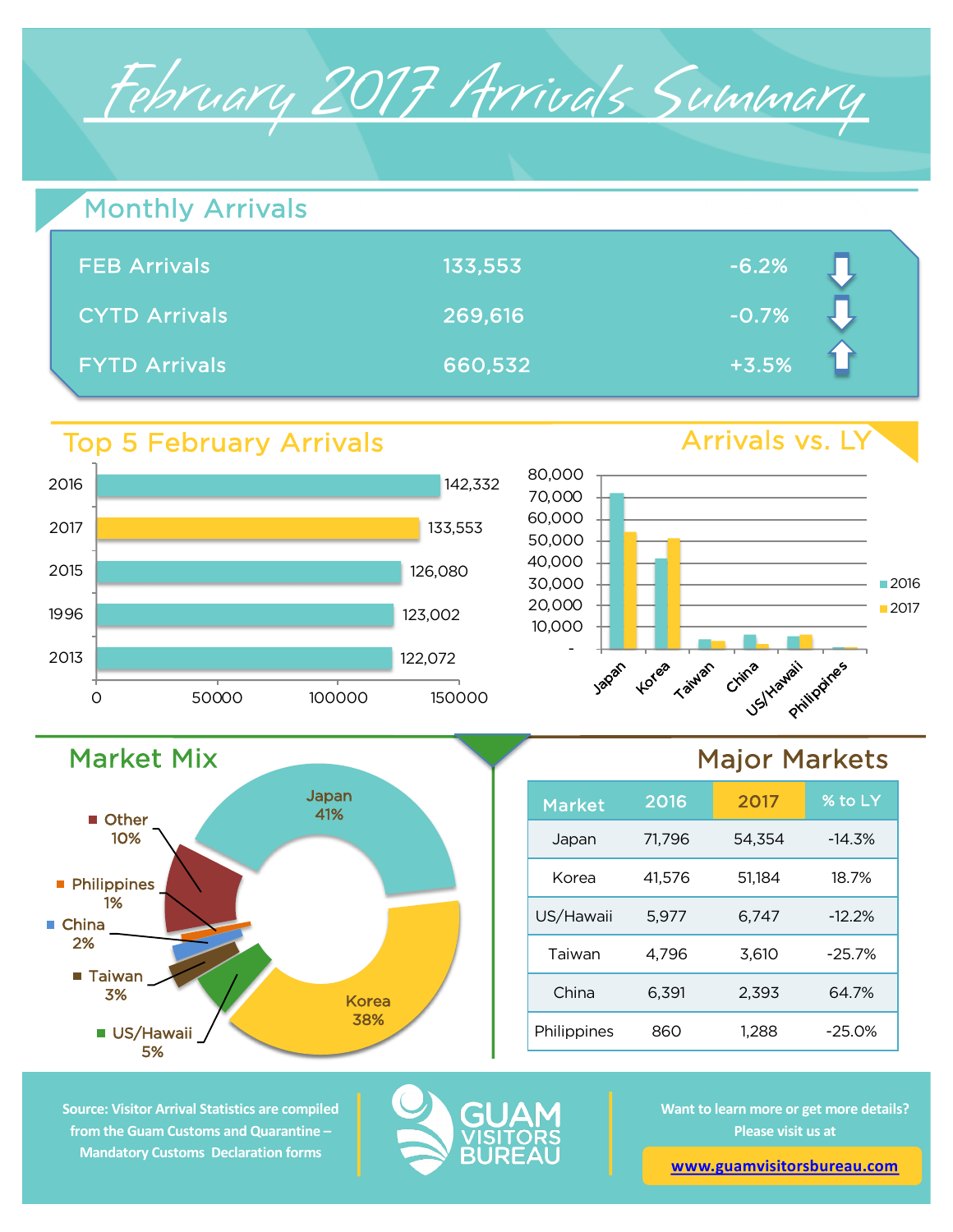# February 2017 Arrivals Summary

## Monthly Arrivals

| | | |
|---|---|---|
| FEB Arrivals | 133,553 | -6.2% ⇩ |
| CYTD Arrivals | 269,616 | -0.7% ⇩ |
| FYTD Arrivals | 660,532 | +3.5% ⇧ |

## Top 5 February Arrivals

| Year | Arrivals |
|---|---|
| 2016 | 142,332 |
| 2017 | 133,553 |
| 2015 | 126,080 |
| 1996 | 123,002 |
| 2013 | 122,072 |

## Arrivals vs. LY

## Market Mix

- Japan 41%
- Korea 38%
- US/Hawaii 5%
- Taiwan 3%
- China 2%
- Philippines 1%
- Other 10%

## Major Markets

| Market | 2016 | 2017 | % to LY |
|---|---|---|---|
| Japan | 71,796 | 54,354 | -14.3% |
| Korea | 41,576 | 51,184 | 18.7% |
| US/Hawaii | 5,977 | 6,747 | -12.2% |
| Taiwan | 4,796 | 3,610 | -25.7% |
| China | 6,391 | 2,393 | 64.7% |
| Philippines | 860 | 1,288 | -25.0% |

Source: Visitor Arrival Statistics are compiled from the Guam Customs and Quarantine – Mandatory Customs Declaration forms

GUAM VISITORS BUREAU

Want to learn more or get more details? Please visit us at

www.guamvisitorsbureau.com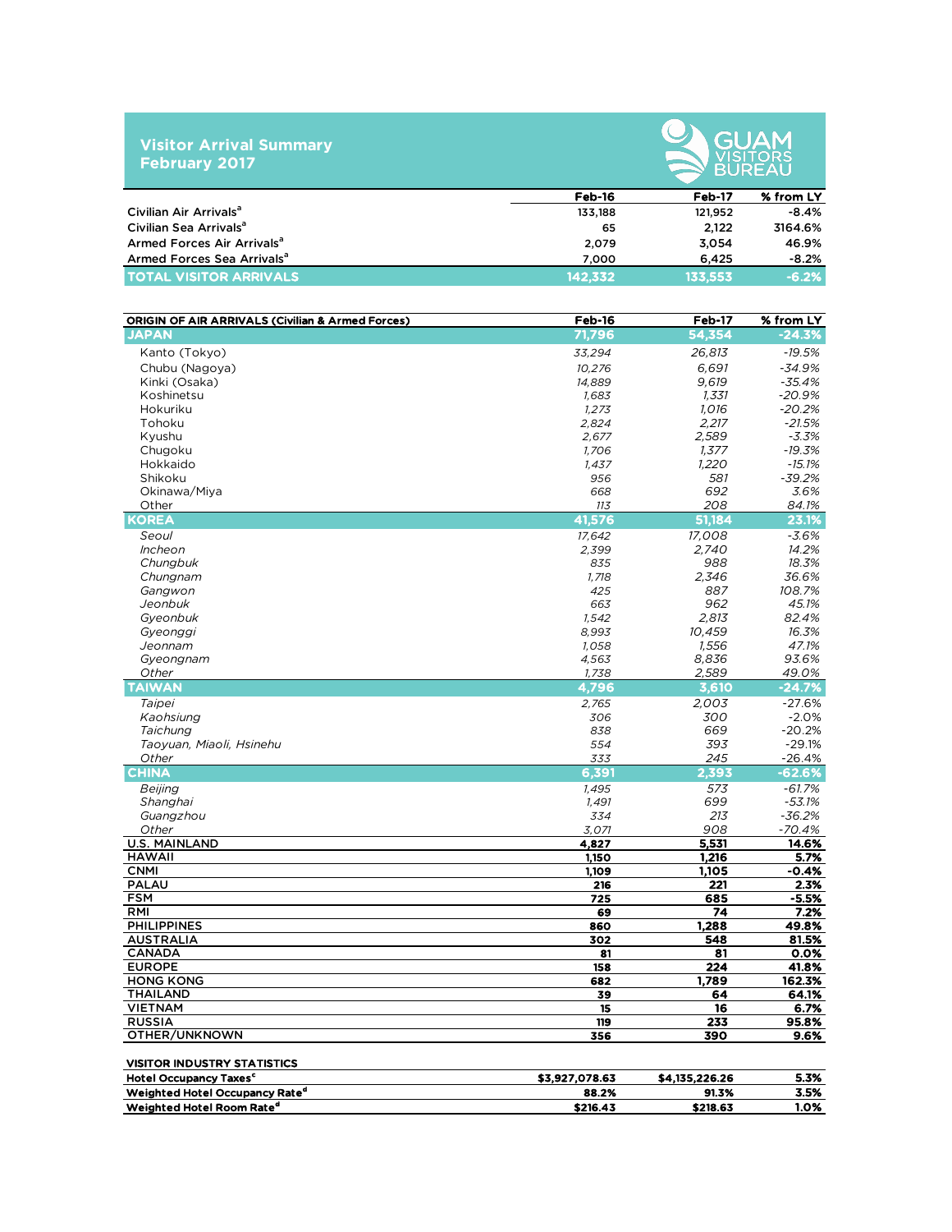# Visitor Arrival Summary February 2017

GUAM VISITORS BUREAU

| | Feb-16 | Feb-17 | % from LY |
|---|---|---|---|
| Civilian Air Arrivals[a] | 133,188 | 121,952 | -8.4% |
| Civilian Sea Arrivals[a] | 65 | 2,122 | 3164.6% |
| Armed Forces Air Arrivals[a] | 2,079 | 3,054 | 46.9% |
| Armed Forces Sea Arrivals[a] | 7,000 | 6,425 | -8.2% |
| **TOTAL VISITOR ARRIVALS** | **142,332** | **133,553** | **-6.2%** |

| ORIGIN OF AIR ARRIVALS (Civilian & Armed Forces) | Feb-16 | Feb-17 | % from LY |
|---|---|---|---|
| **JAPAN** | **71,796** | **54,354** | **-24.3%** |
| Kanto (Tokyo) | 33,294 | 26,813 | -19.5% |
| Chubu (Nagoya) | 10,276 | 6,691 | -34.9% |
| Kinki (Osaka) | 14,889 | 9,619 | -35.4% |
| Koshinetsu | 1,683 | 1,331 | -20.9% |
| Hokuriku | 1,273 | 1,016 | -20.2% |
| Tohoku | 2,824 | 2,217 | -21.5% |
| Kyushu | 2,677 | 2,589 | -3.3% |
| Chugoku | 1,706 | 1,377 | -19.3% |
| Hokkaido | 1,437 | 1,220 | -15.1% |
| Shikoku | 956 | 581 | -39.2% |
| Okinawa/Miya | 668 | 692 | 3.6% |
| Other | 113 | 208 | 84.1% |
| **KOREA** | **41,576** | **51,184** | **23.1%** |
| *Seoul* | 17,642 | 17,008 | -3.6% |
| *Incheon* | 2,399 | 2,740 | 14.2% |
| *Chungbuk* | 835 | 988 | 18.3% |
| *Chungnam* | 1,718 | 2,346 | 36.6% |
| *Gangwon* | 425 | 887 | 108.7% |
| *Jeonbuk* | 663 | 962 | 45.1% |
| *Gyeonbuk* | 1,542 | 2,813 | 82.4% |
| *Gyeonggi* | 8,993 | 10,459 | 16.3% |
| *Jeonnam* | 1,058 | 1,556 | 47.1% |
| *Gyeongnam* | 4,563 | 8,836 | 93.6% |
| *Other* | 1,738 | 2,589 | 49.0% |
| **TAIWAN** | **4,796** | **3,610** | **-24.7%** |
| *Taipei* | 2,765 | 2,003 | -27.6% |
| *Kaohsiung* | 306 | 300 | -2.0% |
| *Taichung* | 838 | 669 | -20.2% |
| *Taoyuan, Miaoli, Hsinehu* | 554 | 393 | -29.1% |
| *Other* | 333 | 245 | -26.4% |
| **CHINA** | **6,391** | **2,393** | **-62.6%** |
| *Beijing* | 1,495 | 573 | -61.7% |
| *Shanghai* | 1,491 | 699 | -53.1% |
| *Guangzhou* | 334 | 213 | -36.2% |
| *Other* | 3,071 | 908 | -70.4% |
| **U.S. MAINLAND** | **4,827** | **5,531** | **14.6%** |
| **HAWAII** | **1,150** | **1,216** | **5.7%** |
| **CNMI** | **1,109** | **1,105** | **-0.4%** |
| **PALAU** | **216** | **221** | **2.3%** |
| **FSM** | **725** | **685** | **-5.5%** |
| **RMI** | **69** | **74** | **7.2%** |
| **PHILIPPINES** | **860** | **1,288** | **49.8%** |
| **AUSTRALIA** | **302** | **548** | **81.5%** |
| **CANADA** | **81** | **81** | **0.0%** |
| **EUROPE** | **158** | **224** | **41.8%** |
| **HONG KONG** | **682** | **1,789** | **162.3%** |
| **THAILAND** | **39** | **64** | **64.1%** |
| **VIETNAM** | **15** | **16** | **6.7%** |
| **RUSSIA** | **119** | **233** | **95.8%** |
| **OTHER/UNKNOWN** | **356** | **390** | **9.6%** |

| VISITOR INDUSTRY STATISTICS | | | |
|---|---|---|---|
| Hotel Occupancy Taxes[c] | $3,927,078.63 | $4,135,226.26 | 5.3% |
| Weighted Hotel Occupancy Rate[d] | 88.2% | 91.3% | 3.5% |
| Weighted Hotel Room Rate[d] | $216.43 | $218.63 | 1.0% |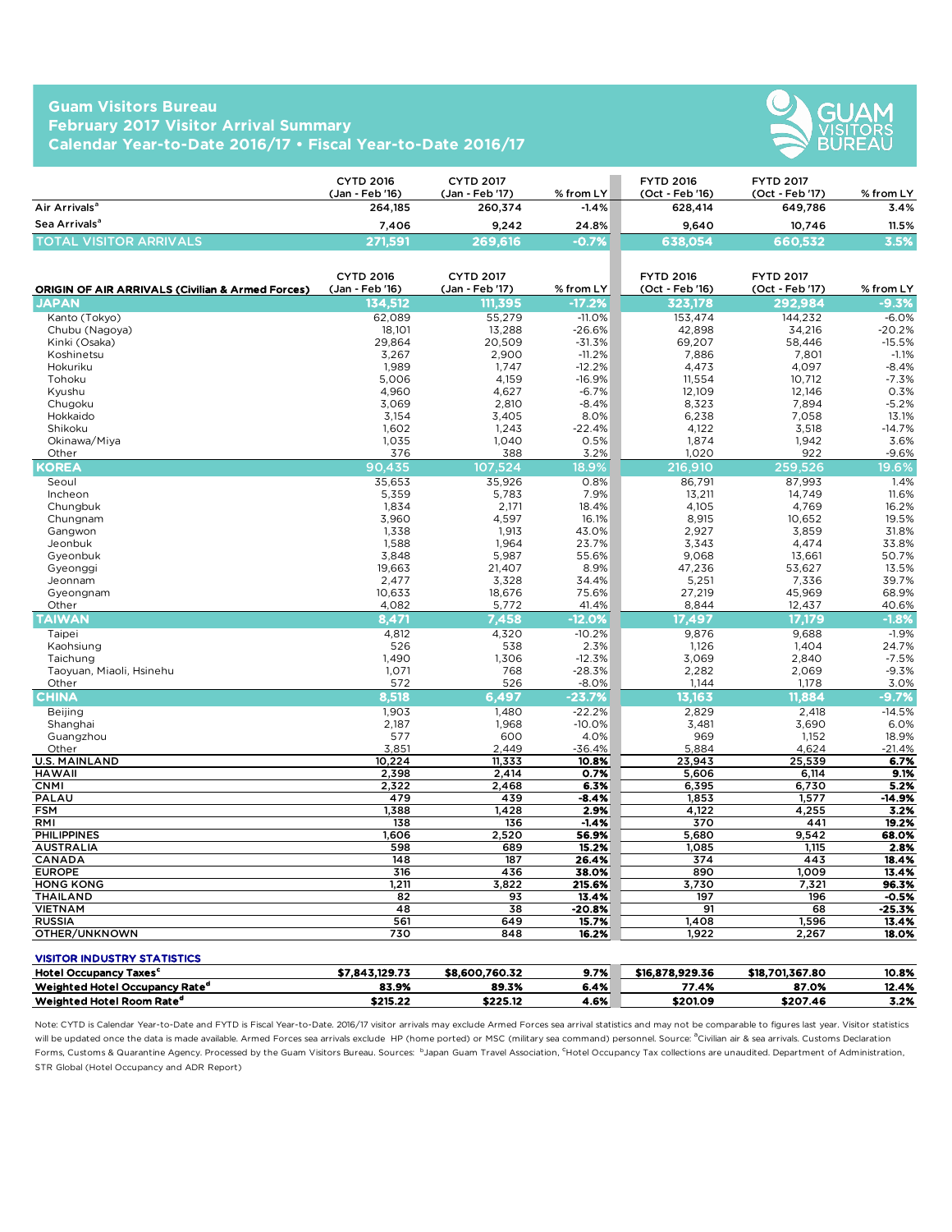# Guam Visitors Bureau
## February 2017 Visitor Arrival Summary
## Calendar Year-to-Date 2016/17 • Fiscal Year-to-Date 2016/17

| | CYTD 2016 (Jan - Feb '16) | CYTD 2017 (Jan - Feb '17) | % from LY | FYTD 2016 (Oct - Feb '16) | FYTD 2017 (Oct - Feb '17) | % from LY |
|---|---|---|---|---|---|---|
| Air Arrivals[a] | 264,185 | 260,374 | -1.4% | 628,414 | 649,786 | 3.4% |
| Sea Arrivals[a] | 7,406 | 9,242 | 24.8% | 9,640 | 10,746 | 11.5% |
| **TOTAL VISITOR ARRIVALS** | **271,591** | **269,616** | **-0.7%** | **638,054** | **660,532** | **3.5%** |

| ORIGIN OF AIR ARRIVALS (Civilian & Armed Forces) | CYTD 2016 (Jan - Feb '16) | CYTD 2017 (Jan - Feb '17) | % from LY | FYTD 2016 (Oct - Feb '16) | FYTD 2017 (Oct - Feb '17) | % from LY |
|---|---|---|---|---|---|---|
| **JAPAN** | **134,512** | **111,395** | **-17.2%** | **323,178** | **292,984** | **-9.3%** |
| Kanto (Tokyo) | 62,089 | 55,279 | -11.0% | 153,474 | 144,232 | -6.0% |
| Chubu (Nagoya) | 18,101 | 13,288 | -26.6% | 42,898 | 34,216 | -20.2% |
| Kinki (Osaka) | 29,864 | 20,509 | -31.3% | 69,207 | 58,446 | -15.5% |
| Koshinetsu | 3,267 | 2,900 | -11.2% | 7,886 | 7,801 | -1.1% |
| Hokuriku | 1,989 | 1,747 | -12.2% | 4,473 | 4,097 | -8.4% |
| Tohoku | 5,006 | 4,159 | -16.9% | 11,554 | 10,712 | -7.3% |
| Kyushu | 4,960 | 4,627 | -6.7% | 12,109 | 12,146 | 0.3% |
| Chugoku | 3,069 | 2,810 | -8.4% | 8,323 | 7,894 | -5.2% |
| Hokkaido | 3,154 | 3,405 | 8.0% | 6,238 | 7,058 | 13.1% |
| Shikoku | 1,602 | 1,243 | -22.4% | 4,122 | 3,518 | -14.7% |
| Okinawa/Miya | 1,035 | 1,040 | 0.5% | 1,874 | 1,942 | 3.6% |
| Other | 376 | 388 | 3.2% | 1,020 | 922 | -9.6% |
| **KOREA** | **90,435** | **107,524** | **18.9%** | **216,910** | **259,526** | **19.6%** |
| Seoul | 35,653 | 35,926 | 0.8% | 86,791 | 87,993 | 1.4% |
| Incheon | 5,359 | 5,783 | 7.9% | 13,211 | 14,749 | 11.6% |
| Chungbuk | 1,834 | 2,171 | 18.4% | 4,105 | 4,769 | 16.2% |
| Chungnam | 3,960 | 4,597 | 16.1% | 8,915 | 10,652 | 19.5% |
| Gangwon | 1,338 | 1,913 | 43.0% | 2,927 | 3,859 | 31.8% |
| Jeonbuk | 1,588 | 1,964 | 23.7% | 3,343 | 4,474 | 33.8% |
| Gyeonbuk | 3,848 | 5,987 | 55.6% | 9,068 | 13,661 | 50.7% |
| Gyeonggi | 19,663 | 21,407 | 8.9% | 47,236 | 53,627 | 13.5% |
| Jeonnam | 2,477 | 3,328 | 34.4% | 5,251 | 7,336 | 39.7% |
| Gyeongnam | 10,633 | 18,676 | 75.6% | 27,219 | 45,969 | 68.9% |
| Other | 4,082 | 5,772 | 41.4% | 8,844 | 12,437 | 40.6% |
| **TAIWAN** | **8,471** | **7,458** | **-12.0%** | **17,497** | **17,179** | **-1.8%** |
| Taipei | 4,812 | 4,320 | -10.2% | 9,876 | 9,688 | -1.9% |
| Kaohsiung | 526 | 538 | 2.3% | 1,126 | 1,404 | 24.7% |
| Taichung | 1,490 | 1,306 | -12.3% | 3,069 | 2,840 | -7.5% |
| Taoyuan, Miaoli, Hsinehu | 1,071 | 768 | -28.3% | 2,282 | 2,069 | -9.3% |
| Other | 572 | 526 | -8.0% | 1,144 | 1,178 | 3.0% |
| **CHINA** | **8,518** | **6,497** | **-23.7%** | **13,163** | **11,884** | **-9.7%** |
| Beijing | 1,903 | 1,480 | -22.2% | 2,829 | 2,418 | -14.5% |
| Shanghai | 2,187 | 1,968 | -10.0% | 3,481 | 3,690 | 6.0% |
| Guangzhou | 577 | 600 | 4.0% | 969 | 1,152 | 18.9% |
| Other | 3,851 | 2,449 | -36.4% | 5,884 | 4,624 | -21.4% |
| **U.S. MAINLAND** | **10,224** | **11,333** | **10.8%** | **23,943** | **25,539** | **6.7%** |
| **HAWAII** | **2,398** | **2,414** | **0.7%** | **5,606** | **6,114** | **9.1%** |
| **CNMI** | **2,322** | **2,468** | **6.3%** | **6,395** | **6,730** | **5.2%** |
| **PALAU** | **479** | **439** | **-8.4%** | **1,853** | **1,577** | **-14.9%** |
| **FSM** | **1,388** | **1,428** | **2.9%** | **4,122** | **4,255** | **3.2%** |
| **RMI** | **138** | **136** | **-1.4%** | **370** | **441** | **19.2%** |
| **PHILIPPINES** | **1,606** | **2,520** | **56.9%** | **5,680** | **9,542** | **68.0%** |
| **AUSTRALIA** | **598** | **689** | **15.2%** | **1,085** | **1,115** | **2.8%** |
| **CANADA** | **148** | **187** | **26.4%** | **374** | **443** | **18.4%** |
| **EUROPE** | **316** | **436** | **38.0%** | **890** | **1,009** | **13.4%** |
| **HONG KONG** | **1,211** | **3,822** | **215.6%** | **3,730** | **7,321** | **96.3%** |
| **THAILAND** | **82** | **93** | **13.4%** | **197** | **196** | **-0.5%** |
| **VIETNAM** | **48** | **38** | **-20.8%** | **91** | **68** | **-25.3%** |
| **RUSSIA** | **561** | **649** | **15.7%** | **1,408** | **1,596** | **13.4%** |
| **OTHER/UNKNOWN** | **730** | **848** | **16.2%** | **1,922** | **2,267** | **18.0%** |

### VISITOR INDUSTRY STATISTICS

| | CYTD 2016 | CYTD 2017 | % from LY | FYTD 2016 | FYTD 2017 | % from LY |
|---|---|---|---|---|---|---|
| **Hotel Occupancy Taxes[c]** | $7,843,129.73 | $8,600,760.32 | 9.7% | $16,878,929.36 | $18,701,367.80 | 10.8% |
| **Weighted Hotel Occupancy Rate[d]** | 83.9% | 89.3% | 6.4% | 77.4% | 87.0% | 12.4% |
| **Weighted Hotel Room Rate[d]** | $215.22 | $225.12 | 4.6% | $201.09 | $207.46 | 3.2% |

Note: CYTD is Calendar Year-to-Date and FYTD is Fiscal Year-to-Date. 2016/17 visitor arrivals may exclude Armed Forces sea arrival statistics and may not be comparable to figures last year. Visitor statistics will be updated once the data is made available. Armed Forces sea arrivals exclude HP (home ported) or MSC (military sea command) personnel. Source: [a]Civilian air & sea arrivals. Customs Declaration Forms, Customs & Quarantine Agency. Processed by the Guam Visitors Bureau. Sources: [b]Japan Guam Travel Association, [c]Hotel Occupancy Tax collections are unaudited. Department of Administration, STR Global (Hotel Occupancy and ADR Report)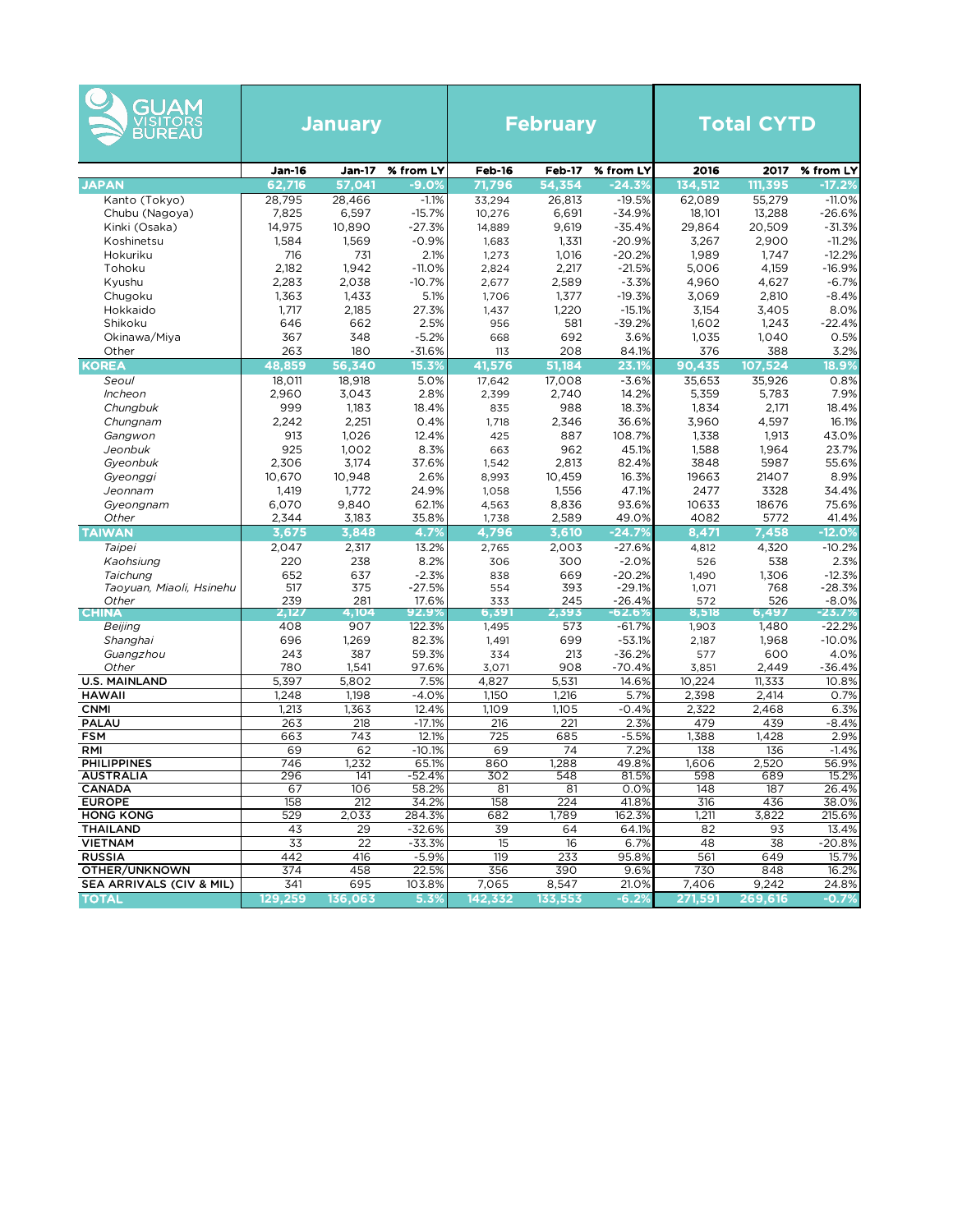| GUAM VISITORS BUREAU | January | | | February | | | Total CYTD | | |
|---|---|---|---|---|---|---|---|---|---|
| | Jan-16 | Jan-17 | % from LY | Feb-16 | Feb-17 | % from LY | 2016 | 2017 | % from LY |
| **JAPAN** | **62,716** | **57,041** | **-9.0%** | **71,796** | **54,354** | **-24.3%** | **134,512** | **111,395** | **-17.2%** |
| Kanto (Tokyo) | 28,795 | 28,466 | -1.1% | 33,294 | 26,813 | -19.5% | 62,089 | 55,279 | -11.0% |
| Chubu (Nagoya) | 7,825 | 6,597 | -15.7% | 10,276 | 6,691 | -34.9% | 18,101 | 13,288 | -26.6% |
| Kinki (Osaka) | 14,975 | 10,890 | -27.3% | 14,889 | 9,619 | -35.4% | 29,864 | 20,509 | -31.3% |
| Koshinetsu | 1,584 | 1,569 | -0.9% | 1,683 | 1,331 | -20.9% | 3,267 | 2,900 | -11.2% |
| Hokuriku | 716 | 731 | 2.1% | 1,273 | 1,016 | -20.2% | 1,989 | 1,747 | -12.2% |
| Tohoku | 2,182 | 1,942 | -11.0% | 2,824 | 2,217 | -21.5% | 5,006 | 4,159 | -16.9% |
| Kyushu | 2,283 | 2,038 | -10.7% | 2,677 | 2,589 | -3.3% | 4,960 | 4,627 | -6.7% |
| Chugoku | 1,363 | 1,433 | 5.1% | 1,706 | 1,377 | -19.3% | 3,069 | 2,810 | -8.4% |
| Hokkaido | 1,717 | 2,185 | 27.3% | 1,437 | 1,220 | -15.1% | 3,154 | 3,405 | 8.0% |
| Shikoku | 646 | 662 | 2.5% | 956 | 581 | -39.2% | 1,602 | 1,243 | -22.4% |
| Okinawa/Miya | 367 | 348 | -5.2% | 668 | 692 | 3.6% | 1,035 | 1,040 | 0.5% |
| Other | 263 | 180 | -31.6% | 113 | 208 | 84.1% | 376 | 388 | 3.2% |
| **KOREA** | **48,859** | **56,340** | **15.3%** | **41,576** | **51,184** | **23.1%** | **90,435** | **107,524** | **18.9%** |
| *Seoul* | 18,011 | 18,918 | 5.0% | 17,642 | 17,008 | -3.6% | 35,653 | 35,926 | 0.8% |
| *Incheon* | 2,960 | 3,043 | 2.8% | 2,399 | 2,740 | 14.2% | 5,359 | 5,783 | 7.9% |
| *Chungbuk* | 999 | 1,183 | 18.4% | 835 | 988 | 18.3% | 1,834 | 2,171 | 18.4% |
| *Chungnam* | 2,242 | 2,251 | 0.4% | 1,718 | 2,346 | 36.6% | 3,960 | 4,597 | 16.1% |
| *Gangwon* | 913 | 1,026 | 12.4% | 425 | 887 | 108.7% | 1,338 | 1,913 | 43.0% |
| *Jeonbuk* | 925 | 1,002 | 8.3% | 663 | 962 | 45.1% | 1,588 | 1,964 | 23.7% |
| *Gyeonbuk* | 2,306 | 3,174 | 37.6% | 1,542 | 2,813 | 82.4% | 3848 | 5987 | 55.6% |
| *Gyeonggi* | 10,670 | 10,948 | 2.6% | 8,993 | 10,459 | 16.3% | 19663 | 21407 | 8.9% |
| *Jeonnam* | 1,419 | 1,772 | 24.9% | 1,058 | 1,556 | 47.1% | 2477 | 3328 | 34.4% |
| *Gyeongnam* | 6,070 | 9,840 | 62.1% | 4,563 | 8,836 | 93.6% | 10633 | 18676 | 75.6% |
| *Other* | 2,344 | 3,183 | 35.8% | 1,738 | 2,589 | 49.0% | 4082 | 5772 | 41.4% |
| **TAIWAN** | **3,675** | **3,848** | **4.7%** | **4,796** | **3,610** | **-24.7%** | **8,471** | **7,458** | **-12.0%** |
| *Taipei* | 2,047 | 2,317 | 13.2% | 2,765 | 2,003 | -27.6% | 4,812 | 4,320 | -10.2% |
| *Kaohsiung* | 220 | 238 | 8.2% | 306 | 300 | -2.0% | 526 | 538 | 2.3% |
| *Taichung* | 652 | 637 | -2.3% | 838 | 669 | -20.2% | 1,490 | 1,306 | -12.3% |
| *Taoyuan, Miaoli, Hsinehu* | 517 | 375 | -27.5% | 554 | 393 | -29.1% | 1,071 | 768 | -28.3% |
| *Other* | 239 | 281 | 17.6% | 333 | 245 | -26.4% | 572 | 526 | -8.0% |
| **CHINA** | **2,127** | **4,104** | **92.9%** | **6,391** | **2,393** | **-62.6%** | **8,518** | **6,497** | **-23.7%** |
| *Beijing* | 408 | 907 | 122.3% | 1,495 | 573 | -61.7% | 1,903 | 1,480 | -22.2% |
| *Shanghai* | 696 | 1,269 | 82.3% | 1,491 | 699 | -53.1% | 2,187 | 1,968 | -10.0% |
| *Guangzhou* | 243 | 387 | 59.3% | 334 | 213 | -36.2% | 577 | 600 | 4.0% |
| *Other* | 780 | 1,541 | 97.6% | 3,071 | 908 | -70.4% | 3,851 | 2,449 | -36.4% |
| **U.S. MAINLAND** | 5,397 | 5,802 | 7.5% | 4,827 | 5,531 | 14.6% | 10,224 | 11,333 | 10.8% |
| **HAWAII** | 1,248 | 1,198 | -4.0% | 1,150 | 1,216 | 5.7% | 2,398 | 2,414 | 0.7% |
| **CNMI** | 1,213 | 1,363 | 12.4% | 1,109 | 1,105 | -0.4% | 2,322 | 2,468 | 6.3% |
| **PALAU** | 263 | 218 | -17.1% | 216 | 221 | 2.3% | 479 | 439 | -8.4% |
| **FSM** | 663 | 743 | 12.1% | 725 | 685 | -5.5% | 1,388 | 1,428 | 2.9% |
| **RMI** | 69 | 62 | -10.1% | 69 | 74 | 7.2% | 138 | 136 | -1.4% |
| **PHILIPPINES** | 746 | 1,232 | 65.1% | 860 | 1,288 | 49.8% | 1,606 | 2,520 | 56.9% |
| **AUSTRALIA** | 296 | 141 | -52.4% | 302 | 548 | 81.5% | 598 | 689 | 15.2% |
| **CANADA** | 67 | 106 | 58.2% | 81 | 81 | 0.0% | 148 | 187 | 26.4% |
| **EUROPE** | 158 | 212 | 34.2% | 158 | 224 | 41.8% | 316 | 436 | 38.0% |
| **HONG KONG** | 529 | 2,033 | 284.3% | 682 | 1,789 | 162.3% | 1,211 | 3,822 | 215.6% |
| **THAILAND** | 43 | 29 | -32.6% | 39 | 64 | 64.1% | 82 | 93 | 13.4% |
| **VIETNAM** | 33 | 22 | -33.3% | 15 | 16 | 6.7% | 48 | 38 | -20.8% |
| **RUSSIA** | 442 | 416 | -5.9% | 119 | 233 | 95.8% | 561 | 649 | 15.7% |
| **OTHER/UNKNOWN** | 374 | 458 | 22.5% | 356 | 390 | 9.6% | 730 | 848 | 16.2% |
| **SEA ARRIVALS (CIV & MIL)** | 341 | 695 | 103.8% | 7,065 | 8,547 | 21.0% | 7,406 | 9,242 | 24.8% |
| **TOTAL** | **129,259** | **136,063** | **5.3%** | **142,332** | **133,553** | **-6.2%** | **271,591** | **269,616** | **-0.7%** |